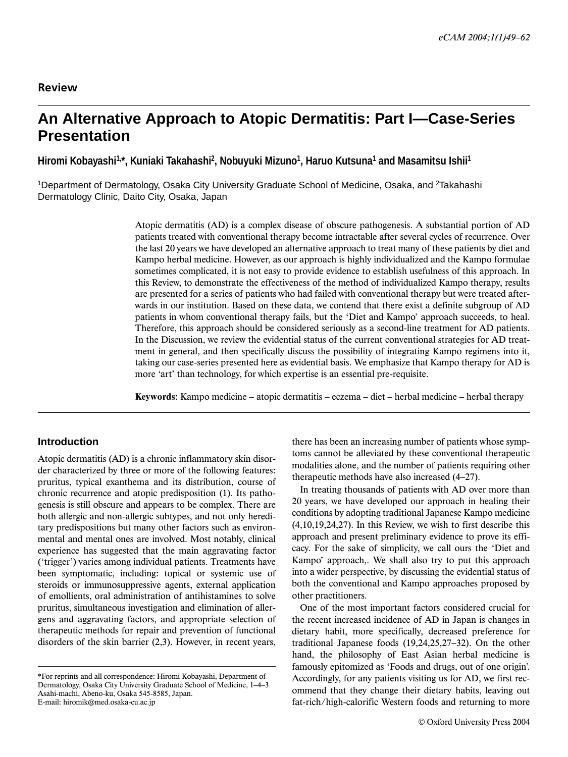Review

# An Alternative Approach to Atopic Dermatitis: Part I—Case-Series Presentation

**Hiromi Kobayashi[1,*], Kuniaki Takahashi[2], Nobuyuki Mizuno[1], Haruo Kutsuna[1] and Masamitsu Ishii[1]**

[1]Department of Dermatology, Osaka City University Graduate School of Medicine, Osaka, and [2]Takahashi Dermatology Clinic, Daito City, Osaka, Japan

Atopic dermatitis (AD) is a complex disease of obscure pathogenesis. A substantial portion of AD patients treated with conventional therapy become intractable after several cycles of recurrence. Over the last 20 years we have developed an alternative approach to treat many of these patients by diet and Kampo herbal medicine. However, as our approach is highly individualized and the Kampo formulae sometimes complicated, it is not easy to provide evidence to establish usefulness of this approach. In this Review, to demonstrate the effectiveness of the method of individualized Kampo therapy, results are presented for a series of patients who had failed with conventional therapy but were treated afterwards in our institution. Based on these data, we contend that there exist a definite subgroup of AD patients in whom conventional therapy fails, but the 'Diet and Kampo' approach succeeds, to heal. Therefore, this approach should be considered seriously as a second-line treatment for AD patients. In the Discussion, we review the evidential status of the current conventional strategies for AD treatment in general, and then specifically discuss the possibility of integrating Kampo regimens into it, taking our case-series presented here as evidential basis. We emphasize that Kampo therapy for AD is more 'art' than technology, for which expertise is an essential pre-requisite.

**Keywords**: Kampo medicine – atopic dermatitis – eczema – diet – herbal medicine – herbal therapy

## Introduction

Atopic dermatitis (AD) is a chronic inflammatory skin disorder characterized by three or more of the following features: pruritus, typical exanthema and its distribution, course of chronic recurrence and atopic predisposition (1). Its pathogenesis is still obscure and appears to be complex. There are both allergic and non-allergic subtypes, and not only hereditary predispositions but many other factors such as environmental and mental ones are involved. Most notably, clinical experience has suggested that the main aggravating factor ('trigger') varies among individual patients. Treatments have been symptomatic, including: topical or systemic use of steroids or immunosuppressive agents, external application of emollients, oral administration of antihistamines to solve pruritus, simultaneous investigation and elimination of allergens and aggravating factors, and appropriate selection of therapeutic methods for repair and prevention of functional disorders of the skin barrier (2,3). However, in recent years, there has been an increasing number of patients whose symptoms cannot be alleviated by these conventional therapeutic modalities alone, and the number of patients requiring other therapeutic methods have also increased (4–27).

In treating thousands of patients with AD over more than 20 years, we have developed our approach in healing their conditions by adopting traditional Japanese Kampo medicine (4,10,19,24,27). In this Review, we wish to first describe this approach and present preliminary evidence to prove its efficacy. For the sake of simplicity, we call ours the 'Diet and Kampo' approach,. We shall also try to put this approach into a wider perspective, by discussing the evidential status of both the conventional and Kampo approaches proposed by other practitioners.

One of the most important factors considered crucial for the recent increased incidence of AD in Japan is changes in dietary habit, more specifically, decreased preference for traditional Japanese foods (19,24,25,27–32). On the other hand, the philosophy of East Asian herbal medicine is famously epitomized as 'Foods and drugs, out of one origin'. Accordingly, for any patients visiting us for AD, we first recommend that they change their dietary habits, leaving out fat-rich/high-calorific Western foods and returning to more

*For reprints and all correspondence: Hiromi Kobayashi, Department of Dermatology, Osaka City University Graduate School of Medicine, 1–4–3 Asahi-machi, Abeno-ku, Osaka 545-8585, Japan.
E-mail: hiromik@med.osaka-cu.ac.jp

© Oxford University Press 2004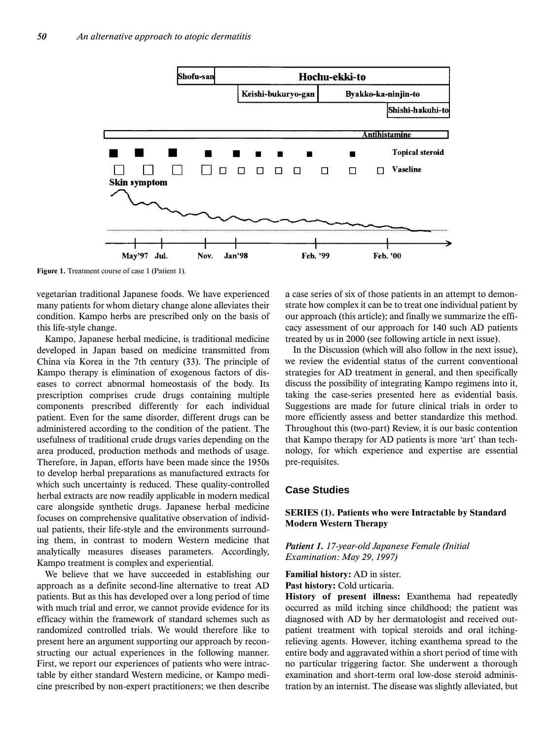Shofu-san

Hochu-ekki-to

Keishi-bukuryo-gan

Byakko-ka-ninjin-to

Shishi-hakuhi-to

Antihistamine

Topical steroid

Vaseline

Skin symptom

May'97 Jul. Nov. Jan'98 Feb. '99 Feb. '00

**Figure 1.** Treatment course of case 1 (Patient 1).

vegetarian traditional Japanese foods. We have experienced many patients for whom dietary change alone alleviates their condition. Kampo herbs are prescribed only on the basis of this life-style change.

Kampo, Japanese herbal medicine, is traditional medicine developed in Japan based on medicine transmitted from China via Korea in the 7th century (33). The principle of Kampo therapy is elimination of exogenous factors of diseases to correct abnormal homeostasis of the body. Its prescription comprises crude drugs containing multiple components prescribed differently for each individual patient. Even for the same disorder, different drugs can be administered according to the condition of the patient. The usefulness of traditional crude drugs varies depending on the area produced, production methods and methods of usage. Therefore, in Japan, efforts have been made since the 1950s to develop herbal preparations as manufactured extracts for which such uncertainty is reduced. These quality-controlled herbal extracts are now readily applicable in modern medical care alongside synthetic drugs. Japanese herbal medicine focuses on comprehensive qualitative observation of individual patients, their life-style and the environments surrounding them, in contrast to modern Western medicine that analytically measures diseases parameters. Accordingly, Kampo treatment is complex and experiential.

We believe that we have succeeded in establishing our approach as a definite second-line alternative to treat AD patients. But as this has developed over a long period of time with much trial and error, we cannot provide evidence for its efficacy within the framework of standard schemes such as randomized controlled trials. We would therefore like to present here an argument supporting our approach by reconstructing our actual experiences in the following manner. First, we report our experiences of patients who were intractable by either standard Western medicine, or Kampo medicine prescribed by non-expert practitioners; we then describe a case series of six of those patients in an attempt to demonstrate how complex it can be to treat one individual patient by our approach (this article); and finally we summarize the efficacy assessment of our approach for 140 such AD patients treated by us in 2000 (see following article in next issue).

In the Discussion (which will also follow in the next issue), we review the evidential status of the current conventional strategies for AD treatment in general, and then specifically discuss the possibility of integrating Kampo regimens into it, taking the case-series presented here as evidential basis. Suggestions are made for future clinical trials in order to more efficiently assess and better standardize this method. Throughout this (two-part) Review, it is our basic contention that Kampo therapy for AD patients is more 'art' than technology, for which experience and expertise are essential pre-requisites.

## Case Studies

### SERIES (1). Patients who were Intractable by Standard Modern Western Therapy

#### *Patient 1. 17-year-old Japanese Female (Initial Examination: May 29, 1997)*

**Familial history:** AD in sister.

**Past history:** Cold urticaria.

**History of present illness:** Exanthema had repeatedly occurred as mild itching since childhood; the patient was diagnosed with AD by her dermatologist and received outpatient treatment with topical steroids and oral itching-relieving agents. However, itching exanthema spread to the entire body and aggravated within a short period of time with no particular triggering factor. She underwent a thorough examination and short-term oral low-dose steroid administration by an internist. The disease was slightly alleviated, but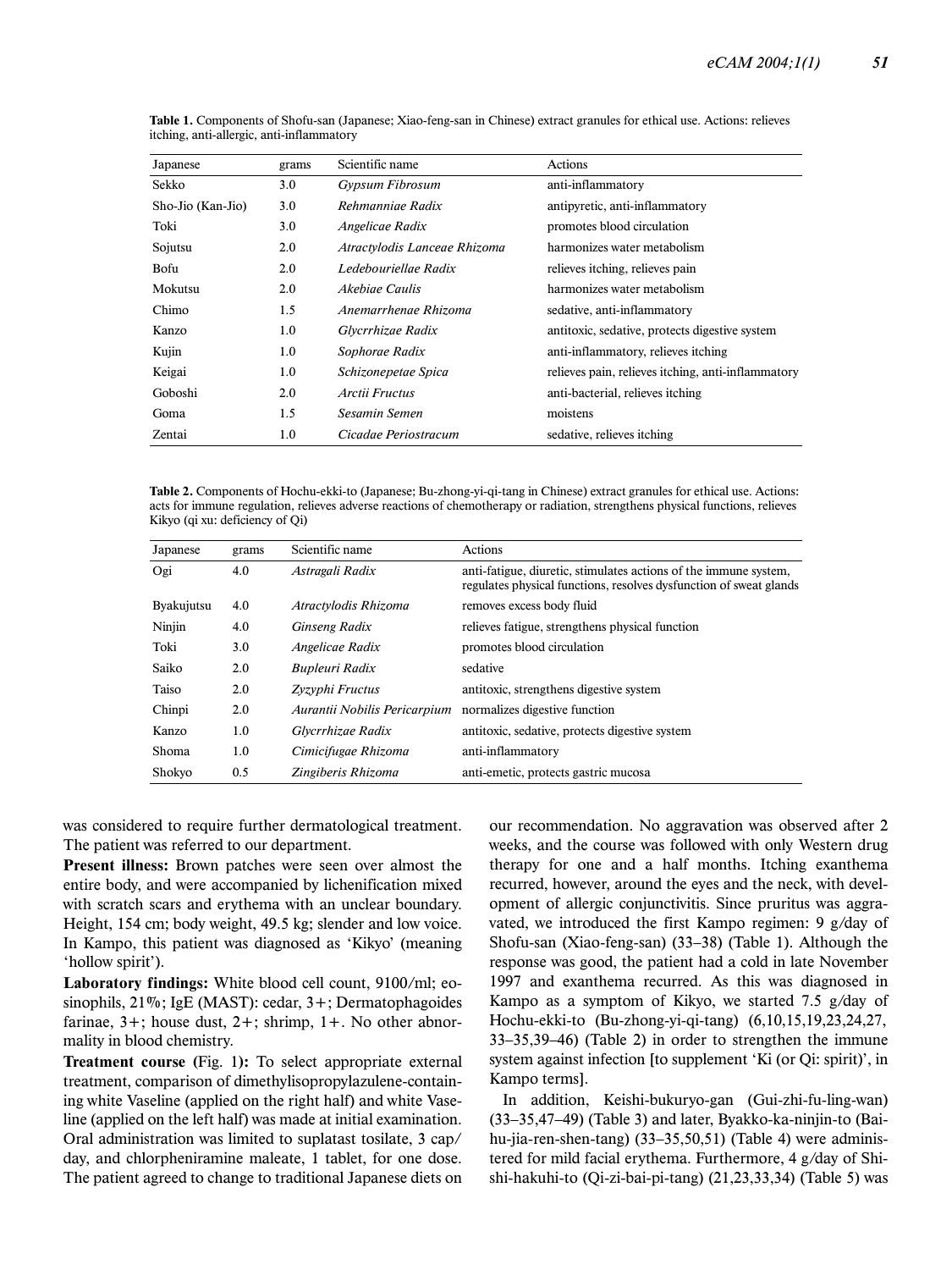**Table 1.** Components of Shofu-san (Japanese; Xiao-feng-san in Chinese) extract granules for ethical use. Actions: relieves itching, anti-allergic, anti-inflammatory

| Japanese | grams | Scientific name | Actions |
|---|---|---|---|
| Sekko | 3.0 | *Gypsum Fibrosum* | anti-inflammatory |
| Sho-Jio (Kan-Jio) | 3.0 | *Rehmanniae Radix* | antipyretic, anti-inflammatory |
| Toki | 3.0 | *Angelicae Radix* | promotes blood circulation |
| Sojutsu | 2.0 | *Atractylodis Lanceae Rhizoma* | harmonizes water metabolism |
| Bofu | 2.0 | *Ledebouriellae Radix* | relieves itching, relieves pain |
| Mokutsu | 2.0 | *Akebiae Caulis* | harmonizes water metabolism |
| Chimo | 1.5 | *Anemarrhenae Rhizoma* | sedative, anti-inflammatory |
| Kanzo | 1.0 | *Glycrrhizae Radix* | antitoxic, sedative, protects digestive system |
| Kujin | 1.0 | *Sophorae Radix* | anti-inflammatory, relieves itching |
| Keigai | 1.0 | *Schizonepetae Spica* | relieves pain, relieves itching, anti-inflammatory |
| Goboshi | 2.0 | *Arctii Fructus* | anti-bacterial, relieves itching |
| Goma | 1.5 | *Sesamin Semen* | moistens |
| Zentai | 1.0 | *Cicadae Periostracum* | sedative, relieves itching |

**Table 2.** Components of Hochu-ekki-to (Japanese; Bu-zhong-yi-qi-tang in Chinese) extract granules for ethical use. Actions: acts for immune regulation, relieves adverse reactions of chemotherapy or radiation, strengthens physical functions, relieves Kikyo (qi xu: deficiency of Qi)

| Japanese | grams | Scientific name | Actions |
|---|---|---|---|
| Ogi | 4.0 | *Astragali Radix* | anti-fatigue, diuretic, stimulates actions of the immune system, regulates physical functions, resolves dysfunction of sweat glands |
| Byakujutsu | 4.0 | *Atractylodis Rhizoma* | removes excess body fluid |
| Ninjin | 4.0 | *Ginseng Radix* | relieves fatigue, strengthens physical function |
| Toki | 3.0 | *Angelicae Radix* | promotes blood circulation |
| Saiko | 2.0 | *Bupleuri Radix* | sedative |
| Taiso | 2.0 | *Zyzyphi Fructus* | antitoxic, strengthens digestive system |
| Chinpi | 2.0 | *Aurantii Nobilis Pericarpium* | normalizes digestive function |
| Kanzo | 1.0 | *Glycrrhizae Radix* | antitoxic, sedative, protects digestive system |
| Shoma | 1.0 | *Cimicifugae Rhizoma* | anti-inflammatory |
| Shokyo | 0.5 | *Zingiberis Rhizoma* | anti-emetic, protects gastric mucosa |

was considered to require further dermatological treatment. The patient was referred to our department.

**Present illness:** Brown patches were seen over almost the entire body, and were accompanied by lichenification mixed with scratch scars and erythema with an unclear boundary. Height, 154 cm; body weight, 49.5 kg; slender and low voice. In Kampo, this patient was diagnosed as 'Kikyo' (meaning 'hollow spirit').

**Laboratory findings:** White blood cell count, 9100/ml; eosinophils, 21%; IgE (MAST): cedar, 3+; Dermatophagoides farinae, 3+; house dust, 2+; shrimp, 1+. No other abnormality in blood chemistry.

**Treatment course (**Fig. 1**):** To select appropriate external treatment, comparison of dimethylisopropylazulene-containing white Vaseline (applied on the right half) and white Vaseline (applied on the left half) was made at initial examination. Oral administration was limited to suplatast tosilate, 3 cap/day, and chlorpheniramine maleate, 1 tablet, for one dose. The patient agreed to change to traditional Japanese diets on our recommendation. No aggravation was observed after 2 weeks, and the course was followed with only Western drug therapy for one and a half months. Itching exanthema recurred, however, around the eyes and the neck, with development of allergic conjunctivitis. Since pruritus was aggravated, we introduced the first Kampo regimen: 9 g/day of Shofu-san (Xiao-feng-san) (33–38) (Table 1). Although the response was good, the patient had a cold in late November 1997 and exanthema recurred. As this was diagnosed in Kampo as a symptom of Kikyo, we started 7.5 g/day of Hochu-ekki-to (Bu-zhong-yi-qi-tang) (6,10,15,19,23,24,27, 33–35,39–46) (Table 2) in order to strengthen the immune system against infection [to supplement 'Ki (or Qi: spirit)', in Kampo terms].

In addition, Keishi-bukuryo-gan (Gui-zhi-fu-ling-wan) (33–35,47–49) (Table 3) and later, Byakko-ka-ninjin-to (Bai-hu-jia-ren-shen-tang) (33–35,50,51) (Table 4) were administered for mild facial erythema. Furthermore, 4 g/day of Shi-shi-hakuhi-to (Qi-zi-bai-pi-tang) (21,23,33,34) (Table 5) was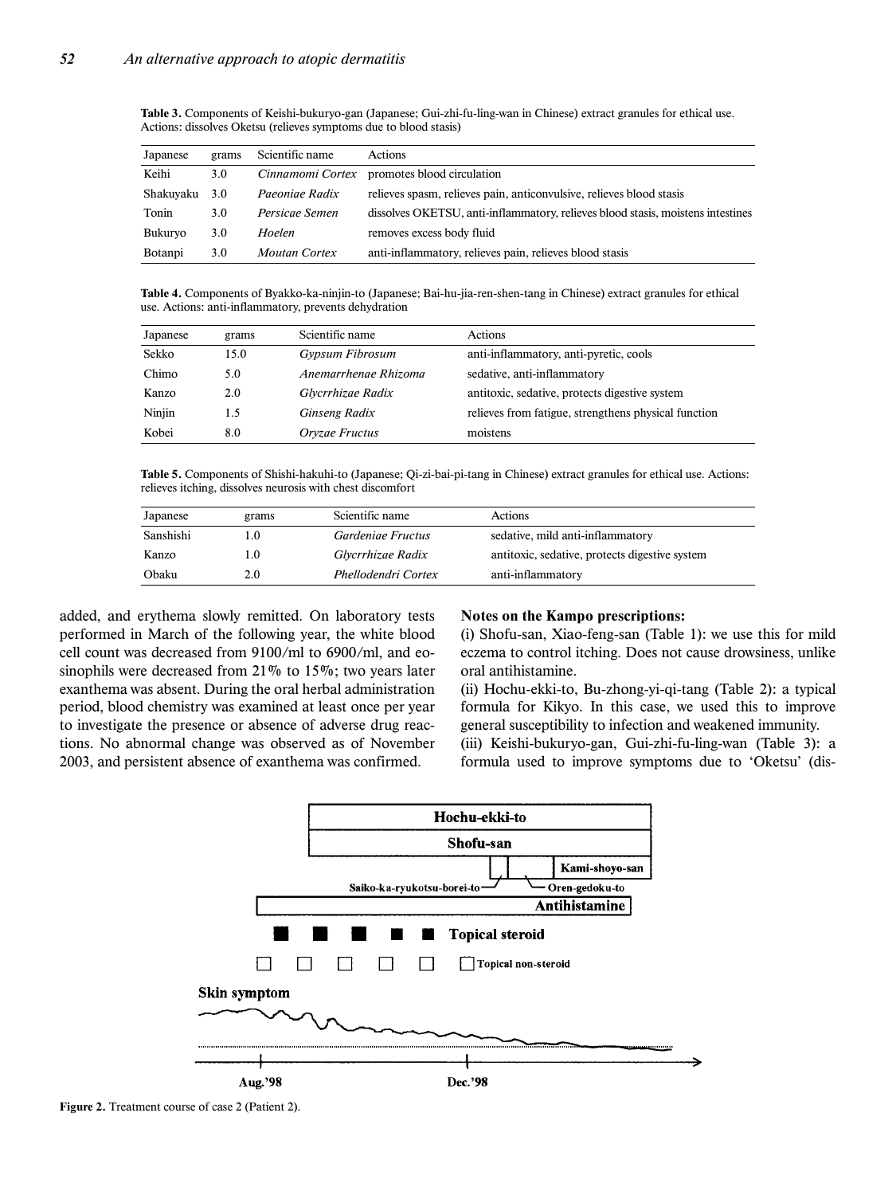**Table 3.** Components of Keishi-bukuryo-gan (Japanese; Gui-zhi-fu-ling-wan in Chinese) extract granules for ethical use. Actions: dissolves Oketsu (relieves symptoms due to blood stasis)

| Japanese | grams | Scientific name | Actions |
|---|---|---|---|
| Keihi | 3.0 | *Cinnamomi Cortex* | promotes blood circulation |
| Shakuyaku | 3.0 | *Paeoniae Radix* | relieves spasm, relieves pain, anticonvulsive, relieves blood stasis |
| Tonin | 3.0 | *Persicae Semen* | dissolves OKETSU, anti-inflammatory, relieves blood stasis, moistens intestines |
| Bukuryo | 3.0 | *Hoelen* | removes excess body fluid |
| Botanpi | 3.0 | *Moutan Cortex* | anti-inflammatory, relieves pain, relieves blood stasis |

**Table 4.** Components of Byakko-ka-ninjin-to (Japanese; Bai-hu-jia-ren-shen-tang in Chinese) extract granules for ethical use. Actions: anti-inflammatory, prevents dehydration

| Japanese | grams | Scientific name | Actions |
|---|---|---|---|
| Sekko | 15.0 | *Gypsum Fibrosum* | anti-inflammatory, anti-pyretic, cools |
| Chimo | 5.0 | *Anemarrhenae Rhizoma* | sedative, anti-inflammatory |
| Kanzo | 2.0 | *Glycrrhizae Radix* | antitoxic, sedative, protects digestive system |
| Ninjin | 1.5 | *Ginseng Radix* | relieves from fatigue, strengthens physical function |
| Kobei | 8.0 | *Oryzae Fructus* | moistens |

**Table 5.** Components of Shishi-hakuhi-to (Japanese; Qi-zi-bai-pi-tang in Chinese) extract granules for ethical use. Actions: relieves itching, dissolves neurosis with chest discomfort

| Japanese | grams | Scientific name | Actions |
|---|---|---|---|
| Sanshishi | 1.0 | *Gardeniae Fructus* | sedative, mild anti-inflammatory |
| Kanzo | 1.0 | *Glycrrhizae Radix* | antitoxic, sedative, protects digestive system |
| Obaku | 2.0 | *Phellodendri Cortex* | anti-inflammatory |

added, and erythema slowly remitted. On laboratory tests performed in March of the following year, the white blood cell count was decreased from 9100/ml to 6900/ml, and eosinophils were decreased from 21% to 15%; two years later exanthema was absent. During the oral herbal administration period, blood chemistry was examined at least once per year to investigate the presence or absence of adverse drug reactions. No abnormal change was observed as of November 2003, and persistent absence of exanthema was confirmed.

**Notes on the Kampo prescriptions:**

(i) Shofu-san, Xiao-feng-san (Table 1): we use this for mild eczema to control itching. Does not cause drowsiness, unlike oral antihistamine.

(ii) Hochu-ekki-to, Bu-zhong-yi-qi-tang (Table 2): a typical formula for Kikyo. In this case, we used this to improve general susceptibility to infection and weakened immunity.

(iii) Keishi-bukuryo-gan, Gui-zhi-fu-ling-wan (Table 3): a formula used to improve symptoms due to 'Oketsu' (dis-

**Figure 2.** Treatment course of case 2 (Patient 2).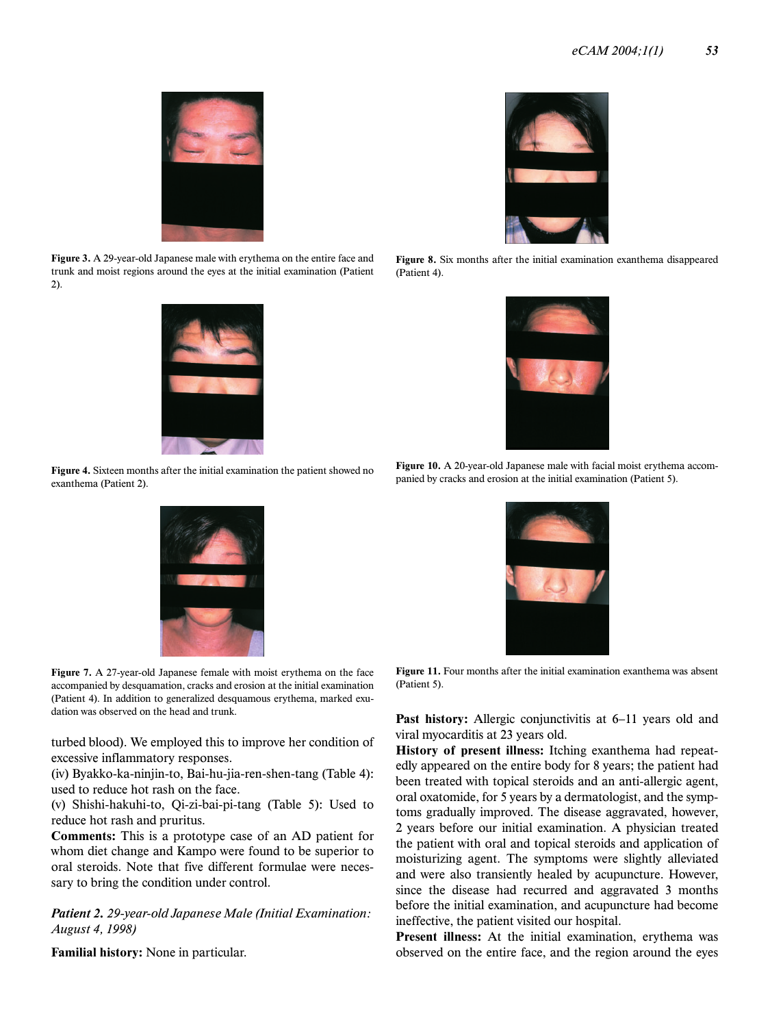Figure 3. A 29-year-old Japanese male with erythema on the entire face and trunk and moist regions around the eyes at the initial examination (Patient 2).

Figure 4. Sixteen months after the initial examination the patient showed no exanthema (Patient 2).

Figure 7. A 27-year-old Japanese female with moist erythema on the face accompanied by desquamation, cracks and erosion at the initial examination (Patient 4). In addition to generalized desquamous erythema, marked exudation was observed on the head and trunk.

Figure 8. Six months after the initial examination exanthema disappeared (Patient 4).

Figure 10. A 20-year-old Japanese male with facial moist erythema accompanied by cracks and erosion at the initial examination (Patient 5).

Figure 11. Four months after the initial examination exanthema was absent (Patient 5).

turbed blood). We employed this to improve her condition of excessive inflammatory responses.

(iv) Byakko-ka-ninjin-to, Bai-hu-jia-ren-shen-tang (Table 4): used to reduce hot rash on the face.

(v) Shishi-hakuhi-to, Qi-zi-bai-pi-tang (Table 5): Used to reduce hot rash and pruritus.

**Comments:** This is a prototype case of an AD patient for whom diet change and Kampo were found to be superior to oral steroids. Note that five different formulae were necessary to bring the condition under control.

*Patient 2. 29-year-old Japanese Male (Initial Examination: August 4, 1998)*

**Familial history:** None in particular.

**Past history:** Allergic conjunctivitis at 6–11 years old and viral myocarditis at 23 years old.

**History of present illness:** Itching exanthema had repeatedly appeared on the entire body for 8 years; the patient had been treated with topical steroids and an anti-allergic agent, oral oxatomide, for 5 years by a dermatologist, and the symptoms gradually improved. The disease aggravated, however, 2 years before our initial examination. A physician treated the patient with oral and topical steroids and application of moisturizing agent. The symptoms were slightly alleviated and were also transiently healed by acupuncture. However, since the disease had recurred and aggravated 3 months before the initial examination, and acupuncture had become ineffective, the patient visited our hospital.

**Present illness:** At the initial examination, erythema was observed on the entire face, and the region around the eyes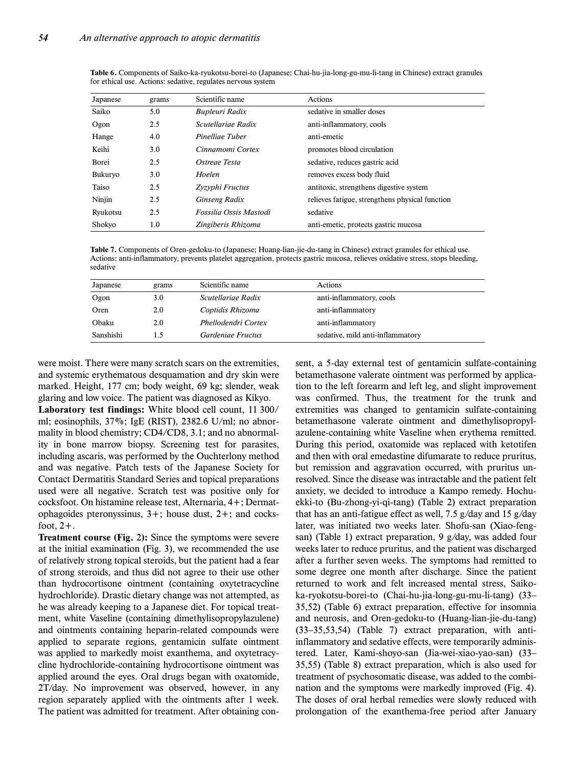**Table 6.** Components of Saiko-ka-ryukotsu-borei-to (Japanese; Chai-hu-jia-long-gu-mu-li-tang in Chinese) extract granules for ethical use. Actions: sedative, regulates nervous system

| Japanese | grams | Scientific name | Actions |
|---|---|---|---|
| Saiko | 5.0 | *Bupleuri Radix* | sedative in smaller doses |
| Ogon | 2.5 | *Scutellariae Radix* | anti-inflammatory, cools |
| Hange | 4.0 | *Pinelliae Tuber* | anti-emetic |
| Keihi | 3.0 | *Cinnamomi Cortex* | promotes blood circulation |
| Borei | 2.5 | *Ostreae Testa* | sedative, reduces gastric acid |
| Bukuryo | 3.0 | *Hoelen* | removes excess body fluid |
| Taiso | 2.5 | *Zyzyphi Fructus* | antitoxic, strengthens digestive system |
| Ninjin | 2.5 | *Ginseng Radix* | relieves fatigue, strengthens physical function |
| Ryukotsu | 2.5 | *Fossilia Ossis Mastodi* | sedative |
| Shokyo | 1.0 | *Zingiberis Rhizoma* | anti-emetic, protects gastric mucosa |

**Table 7.** Components of Oren-gedoku-to (Japanese; Huang-lian-jie-du-tang in Chinese) extract granules for ethical use. Actions: anti-inflammatory, prevents platelet aggregation, protects gastric mucosa, relieves oxidative stress, stops bleeding, sedative

| Japanese | grams | Scientific name | Actions |
|---|---|---|---|
| Ogon | 3.0 | *Scutellariae Radix* | anti-inflammatory, cools |
| Oren | 2.0 | *Coptidis Rhizoma* | anti-inflammatory |
| Obaku | 2.0 | *Phellodendri Cortex* | anti-inflammatory |
| Sanshishi | 1.5 | *Gardeniae Fructus* | sedative, mild anti-inflammatory |

were moist. There were many scratch scars on the extremities, and systemic erythematous desquamation and dry skin were marked. Height, 177 cm; body weight, 69 kg; slender, weak glaring and low voice. The patient was diagnosed as Kikyo.

**Laboratory test findings:** White blood cell count, 11 300/ml; eosinophils, 37%; IgE (RIST), 2382.6 U/ml; no abnormality in blood chemistry; CD4/CD8, 3.1; and no abnormality in bone marrow biopsy. Screening test for parasites, including ascaris, was performed by the Ouchterlony method and was negative. Patch tests of the Japanese Society for Contact Dermatitis Standard Series and topical preparations used were all negative. Scratch test was positive only for cocksfoot. On histamine release test, Alternaria, 4+; Dermatophagoides pteronyssinus, 3+; house dust, 2+; and cocksfoot, 2+.

**Treatment course (Fig. 2):** Since the symptoms were severe at the initial examination (Fig. 3), we recommended the use of relatively strong topical steroids, but the patient had a fear of strong steroids, and thus did not agree to their use other than hydrocortisone ointment (containing oxytetracycline hydrochloride). Drastic dietary change was not attempted, as he was already keeping to a Japanese diet. For topical treatment, white Vaseline (containing dimethylisopropylazulene) and ointments containing heparin-related compounds were applied to separate regions, gentamicin sulfate ointment was applied to markedly moist exanthema, and oxytetracycline hydrochloride-containing hydrocortisone ointment was applied around the eyes. Oral drugs began with oxatomide, 2T/day. No improvement was observed, however, in any region separately applied with the ointments after 1 week. The patient was admitted for treatment. After obtaining consent, a 5-day external test of gentamicin sulfate-containing betamethasone valerate ointment was performed by application to the left forearm and left leg, and slight improvement was confirmed. Thus, the treatment for the trunk and extremities was changed to gentamicin sulfate-containing betamethasone valerate ointment and dimethylisopropylazulene-containing white Vaseline when erythema remitted. During this period, oxatomide was replaced with ketotifen and then with oral emedastine difumarate to reduce pruritus, but remission and aggravation occurred, with pruritus unresolved. Since the disease was intractable and the patient felt anxiety, we decided to introduce a Kampo remedy. Hochu-ekki-to (Bu-zhong-yi-qi-tang) (Table 2) extract preparation that has an anti-fatigue effect as well, 7.5 g/day and 15 g/day later, was initiated two weeks later. Shofu-san (Xiao-feng-san) (Table 1) extract preparation, 9 g/day, was added four weeks later to reduce pruritus, and the patient was discharged after a further seven weeks. The symptoms had remitted to some degree one month after discharge. Since the patient returned to work and felt increased mental stress, Saiko-ka-ryokotsu-borei-to (Chai-hu-jia-long-gu-mu-li-tang) (33–35,52) (Table 6) extract preparation, effective for insomnia and neurosis, and Oren-gedoku-to (Huang-lian-jie-du-tang) (33–35,53,54) (Table 7) extract preparation, with anti-inflammatory and sedative effects, were temporarily administered. Later, Kami-shoyo-san (Jia-wei-xiao-yao-san) (33–35,55) (Table 8) extract preparation, which is also used for treatment of psychosomatic disease, was added to the combination and the symptoms were markedly improved (Fig. 4). The doses of oral herbal remedies were slowly reduced with prolongation of the exanthema-free period after January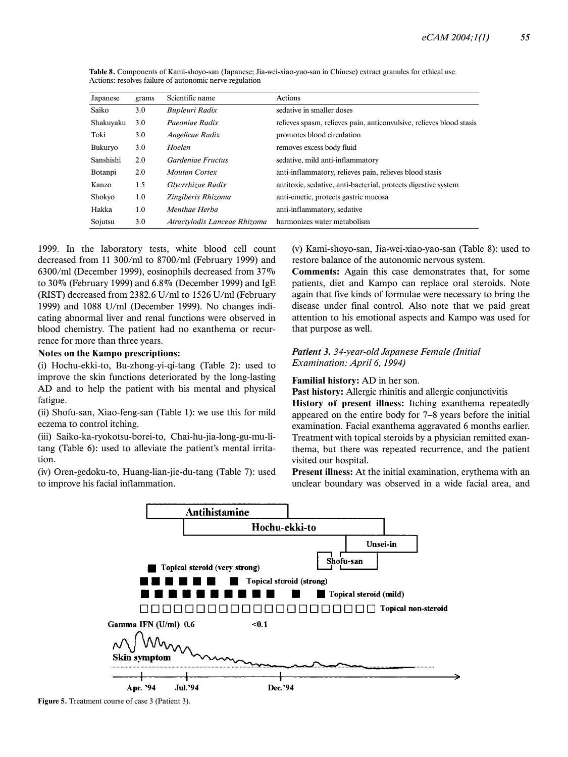**Table 8.** Components of Kami-shoyo-san (Japanese; Jia-wei-xiao-yao-san in Chinese) extract granules for ethical use. Actions: resolves failure of autonomic nerve regulation

| Japanese | grams | Scientific name | Actions |
|---|---|---|---|
| Saiko | 3.0 | *Bupleuri Radix* | sedative in smaller doses |
| Shakuyaku | 3.0 | *Paeoniae Radix* | relieves spasm, relieves pain, anticonvulsive, relieves blood stasis |
| Toki | 3.0 | *Angelicae Radix* | promotes blood circulation |
| Bukuryo | 3.0 | *Hoelen* | removes excess body fluid |
| Sanshishi | 2.0 | *Gardeniae Fructus* | sedative, mild anti-inflammatory |
| Botanpi | 2.0 | *Moutan Cortex* | anti-inflammatory, relieves pain, relieves blood stasis |
| Kanzo | 1.5 | *Glycrrhizae Radix* | antitoxic, sedative, anti-bacterial, protects digestive system |
| Shokyo | 1.0 | *Zingiberis Rhizoma* | anti-emetic, protects gastric mucosa |
| Hakka | 1.0 | *Menthae Herba* | anti-inflammatory, sedative |
| Sojutsu | 3.0 | *Atractylodis Lanceae Rhizoma* | harmonizes water metabolism |

1999. In the laboratory tests, white blood cell count decreased from 11 300/ml to 8700/ml (February 1999) and 6300/ml (December 1999), eosinophils decreased from 37% to 30% (February 1999) and 6.8% (December 1999) and IgE (RIST) decreased from 2382.6 U/ml to 1526 U/ml (February 1999) and 1088 U/ml (December 1999). No changes indicating abnormal liver and renal functions were observed in blood chemistry. The patient had no exanthema or recurrence for more than three years.

**Notes on the Kampo prescriptions:**

(i) Hochu-ekki-to, Bu-zhong-yi-qi-tang (Table 2): used to improve the skin functions deteriorated by the long-lasting AD and to help the patient with his mental and physical fatigue.

(ii) Shofu-san, Xiao-feng-san (Table 1): we use this for mild eczema to control itching.

(iii) Saiko-ka-ryokotsu-borei-to, Chai-hu-jia-long-gu-mu-li-tang (Table 6): used to alleviate the patient's mental irritation.

(iv) Oren-gedoku-to, Huang-lian-jie-du-tang (Table 7): used to improve his facial inflammation.

(v) Kami-shoyo-san, Jia-wei-xiao-yao-san (Table 8): used to restore balance of the autonomic nervous system.

**Comments:** Again this case demonstrates that, for some patients, diet and Kampo can replace oral steroids. Note again that five kinds of formulae were necessary to bring the disease under final control. Also note that we paid great attention to his emotional aspects and Kampo was used for that purpose as well.

### *Patient 3. 34-year-old Japanese Female (Initial Examination: April 6, 1994)*

**Familial history:** AD in her son.

**Past history:** Allergic rhinitis and allergic conjunctivitis

**History of present illness:** Itching exanthema repeatedly appeared on the entire body for 7–8 years before the initial examination. Facial exanthema aggravated 6 months earlier. Treatment with topical steroids by a physician remitted exanthema, but there was repeated recurrence, and the patient visited our hospital.

**Present illness:** At the initial examination, erythema with an unclear boundary was observed in a wide facial area, and

**Figure 5.** Treatment course of case 3 (Patient 3).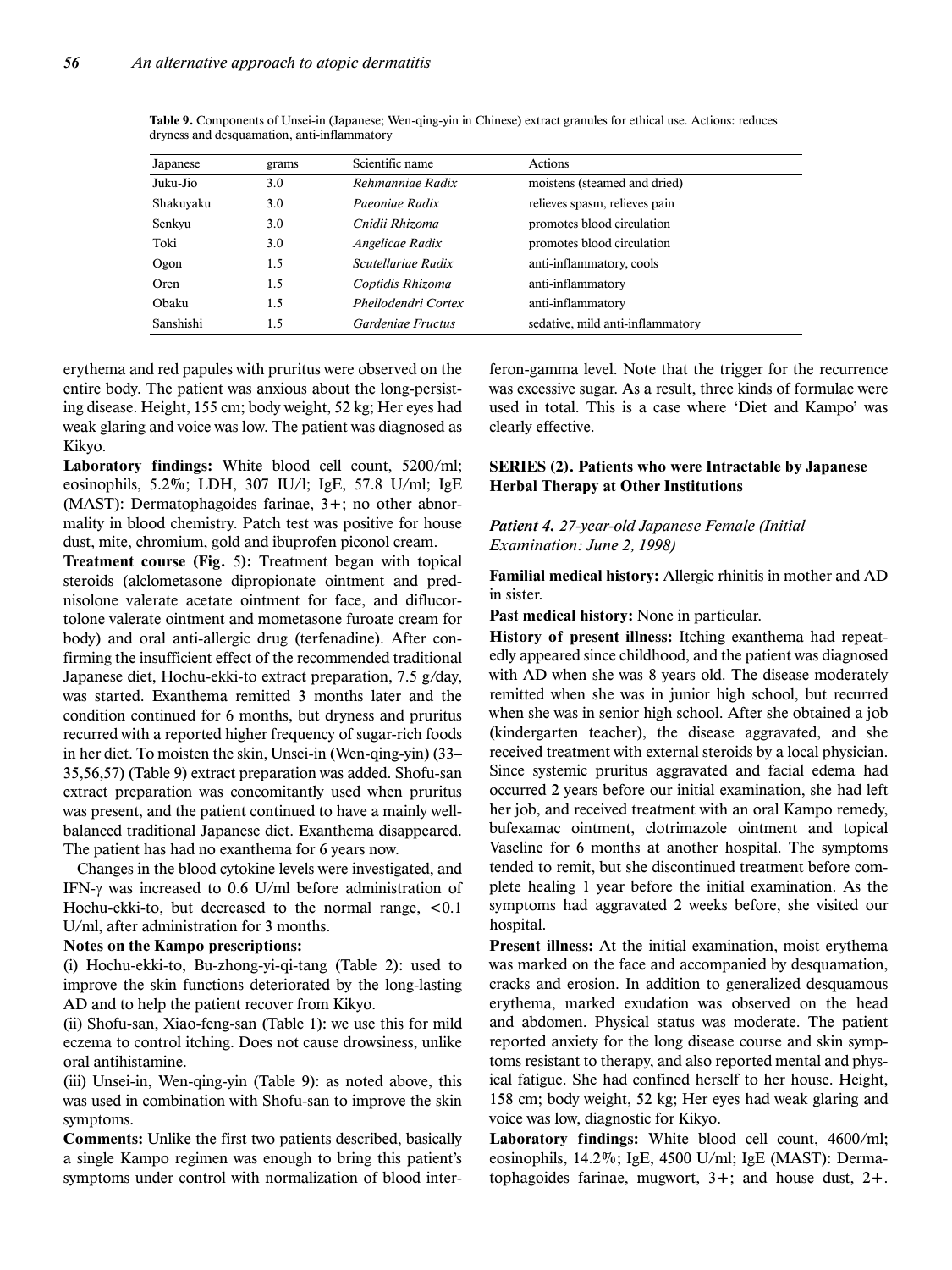Table 9. Components of Unsei-in (Japanese; Wen-qing-yin in Chinese) extract granules for ethical use. Actions: reduces dryness and desquamation, anti-inflammatory

| Japanese | grams | Scientific name | Actions |
|---|---|---|---|
| Juku-Jio | 3.0 | *Rehmanniae Radix* | moistens (steamed and dried) |
| Shakuyaku | 3.0 | *Paeoniae Radix* | relieves spasm, relieves pain |
| Senkyu | 3.0 | *Cnidii Rhizoma* | promotes blood circulation |
| Toki | 3.0 | *Angelicae Radix* | promotes blood circulation |
| Ogon | 1.5 | *Scutellariae Radix* | anti-inflammatory, cools |
| Oren | 1.5 | *Coptidis Rhizoma* | anti-inflammatory |
| Obaku | 1.5 | *Phellodendri Cortex* | anti-inflammatory |
| Sanshishi | 1.5 | *Gardeniae Fructus* | sedative, mild anti-inflammatory |

erythema and red papules with pruritus were observed on the entire body. The patient was anxious about the long-persisting disease. Height, 155 cm; body weight, 52 kg; Her eyes had weak glaring and voice was low. The patient was diagnosed as Kikyo.

**Laboratory findings:** White blood cell count, 5200/ml; eosinophils, 5.2%; LDH, 307 IU/l; IgE, 57.8 U/ml; IgE (MAST): Dermatophagoides farinae, 3+; no other abnormality in blood chemistry. Patch test was positive for house dust, mite, chromium, gold and ibuprofen piconol cream.

**Treatment course (Fig. 5):** Treatment began with topical steroids (alclometasone dipropionate ointment and prednisolone valerate acetate ointment for face, and diflucortolone valerate ointment and mometasone furoate cream for body) and oral anti-allergic drug (terfenadine). After confirming the insufficient effect of the recommended traditional Japanese diet, Hochu-ekki-to extract preparation, 7.5 g/day, was started. Exanthema remitted 3 months later and the condition continued for 6 months, but dryness and pruritus recurred with a reported higher frequency of sugar-rich foods in her diet. To moisten the skin, Unsei-in (Wen-qing-yin) (33–35,56,57) (Table 9) extract preparation was added. Shofu-san extract preparation was concomitantly used when pruritus was present, and the patient continued to have a mainly well-balanced traditional Japanese diet. Exanthema disappeared. The patient has had no exanthema for 6 years now.

Changes in the blood cytokine levels were investigated, and IFN-γ was increased to 0.6 U/ml before administration of Hochu-ekki-to, but decreased to the normal range, <0.1 U/ml, after administration for 3 months.

**Notes on the Kampo prescriptions:**

(i) Hochu-ekki-to, Bu-zhong-yi-qi-tang (Table 2): used to improve the skin functions deteriorated by the long-lasting AD and to help the patient recover from Kikyo.

(ii) Shofu-san, Xiao-feng-san (Table 1): we use this for mild eczema to control itching. Does not cause drowsiness, unlike oral antihistamine.

(iii) Unsei-in, Wen-qing-yin (Table 9): as noted above, this was used in combination with Shofu-san to improve the skin symptoms.

**Comments:** Unlike the first two patients described, basically a single Kampo regimen was enough to bring this patient's symptoms under control with normalization of blood interferon-gamma level. Note that the trigger for the recurrence was excessive sugar. As a result, three kinds of formulae were used in total. This is a case where 'Diet and Kampo' was clearly effective.

## SERIES (2). Patients who were Intractable by Japanese Herbal Therapy at Other Institutions

### *Patient 4. 27-year-old Japanese Female (Initial Examination: June 2, 1998)*

**Familial medical history:** Allergic rhinitis in mother and AD in sister.

**Past medical history:** None in particular.

**History of present illness:** Itching exanthema had repeatedly appeared since childhood, and the patient was diagnosed with AD when she was 8 years old. The disease moderately remitted when she was in junior high school, but recurred when she was in senior high school. After she obtained a job (kindergarten teacher), the disease aggravated, and she received treatment with external steroids by a local physician. Since systemic pruritus aggravated and facial edema had occurred 2 years before our initial examination, she had left her job, and received treatment with an oral Kampo remedy, bufexamac ointment, clotrimazole ointment and topical Vaseline for 6 months at another hospital. The symptoms tended to remit, but she discontinued treatment before complete healing 1 year before the initial examination. As the symptoms had aggravated 2 weeks before, she visited our hospital.

**Present illness:** At the initial examination, moist erythema was marked on the face and accompanied by desquamation, cracks and erosion. In addition to generalized desquamous erythema, marked exudation was observed on the head and abdomen. Physical status was moderate. The patient reported anxiety for the long disease course and skin symptoms resistant to therapy, and also reported mental and physical fatigue. She had confined herself to her house. Height, 158 cm; body weight, 52 kg; Her eyes had weak glaring and voice was low, diagnostic for Kikyo.

**Laboratory findings:** White blood cell count, 4600/ml; eosinophils, 14.2%; IgE, 4500 U/ml; IgE (MAST): Dermatophagoides farinae, mugwort, 3+; and house dust, 2+.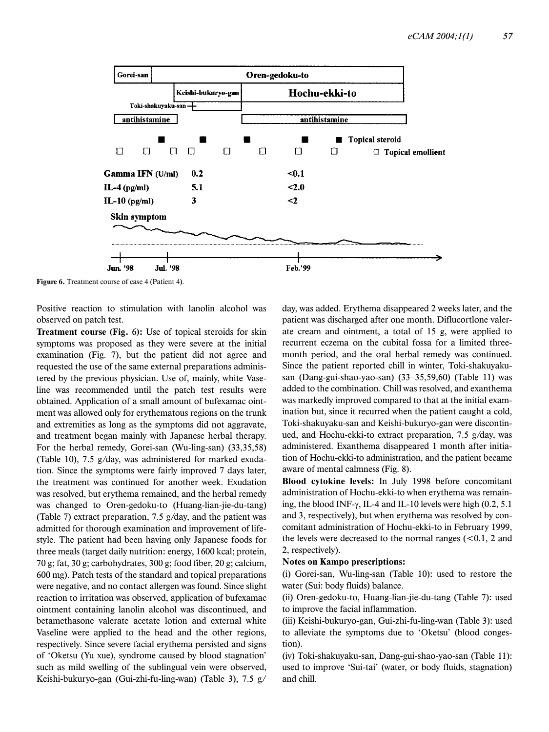| | | | |
|---|---|---|---|
| Gamma IFN (U/ml) | 0.2 | <0.1 | |
| IL-4 (pg/ml) | 5.1 | <2.0 | |
| IL-10 (pg/ml) | 3 | <2 | |

Figure 6. Treatment course of case 4 (Patient 4).

Positive reaction to stimulation with lanolin alcohol was observed on patch test.

**Treatment course (Fig. 6):** Use of topical steroids for skin symptoms was proposed as they were severe at the initial examination (Fig. 7), but the patient did not agree and requested the use of the same external preparations administered by the previous physician. Use of, mainly, white Vaseline was recommended until the patch test results were obtained. Application of a small amount of bufexamac ointment was allowed only for erythematous regions on the trunk and extremities as long as the symptoms did not aggravate, and treatment began mainly with Japanese herbal therapy. For the herbal remedy, Gorei-san (Wu-ling-san) (33,35,58) (Table 10), 7.5 g/day, was administered for marked exudation. Since the symptoms were fairly improved 7 days later, the treatment was continued for another week. Exudation was resolved, but erythema remained, and the herbal remedy was changed to Oren-gedoku-to (Huang-lian-jie-du-tang) (Table 7) extract preparation, 7.5 g/day, and the patient was admitted for thorough examination and improvement of lifestyle. The patient had been having only Japanese foods for three meals (target daily nutrition: energy, 1600 kcal; protein, 70 g; fat, 30 g; carbohydrates, 300 g; food fiber, 20 g; calcium, 600 mg). Patch tests of the standard and topical preparations were negative, and no contact allergen was found. Since slight reaction to irritation was observed, application of bufexamac ointment containing lanolin alcohol was discontinued, and betamethasone valerate acetate lotion and external white Vaseline were applied to the head and the other regions, respectively. Since severe facial erythema persisted and signs of 'Oketsu (Yu xue), syndrome caused by blood stagnation' such as mild swelling of the sublingual vein were observed, Keishi-bukuryo-gan (Gui-zhi-fu-ling-wan) (Table 3), 7.5 g/day, was added. Erythema disappeared 2 weeks later, and the patient was discharged after one month. Diflucortlone valerate cream and ointment, a total of 15 g, were applied to recurrent eczema on the cubital fossa for a limited three-month period, and the oral herbal remedy was continued. Since the patient reported chill in winter, Toki-shakuyaku-san (Dang-gui-shao-yao-san) (33–35,59,60) (Table 11) was added to the combination. Chill was resolved, and exanthema was markedly improved compared to that at the initial examination but, since it recurred when the patient caught a cold, Toki-shakuyaku-san and Keishi-bukuryo-gan were discontinued, and Hochu-ekki-to extract preparation, 7.5 g/day, was administered. Exanthema disappeared 1 month after initiation of Hochu-ekki-to administration, and the patient became aware of mental calmness (Fig. 8).

**Blood cytokine levels:** In July 1998 before concomitant administration of Hochu-ekki-to when erythema was remaining, the blood INF-γ, IL-4 and IL-10 levels were high (0.2, 5.1 and 3, respectively), but when erythema was resolved by concomitant administration of Hochu-ekki-to in February 1999, the levels were decreased to the normal ranges (<0.1, 2 and 2, respectively).

**Notes on Kampo prescriptions:**

(i) Gorei-san, Wu-ling-san (Table 10): used to restore the water (Sui: body fluids) balance.

(ii) Oren-gedoku-to, Huang-lian-jie-du-tang (Table 7): used to improve the facial inflammation.

(iii) Keishi-bukuryo-gan, Gui-zhi-fu-ling-wan (Table 3): used to alleviate the symptoms due to 'Oketsu' (blood congestion).

(iv) Toki-shakuyaku-san, Dang-gui-shao-yao-san (Table 11): used to improve 'Sui-tai' (water, or body fluids, stagnation) and chill.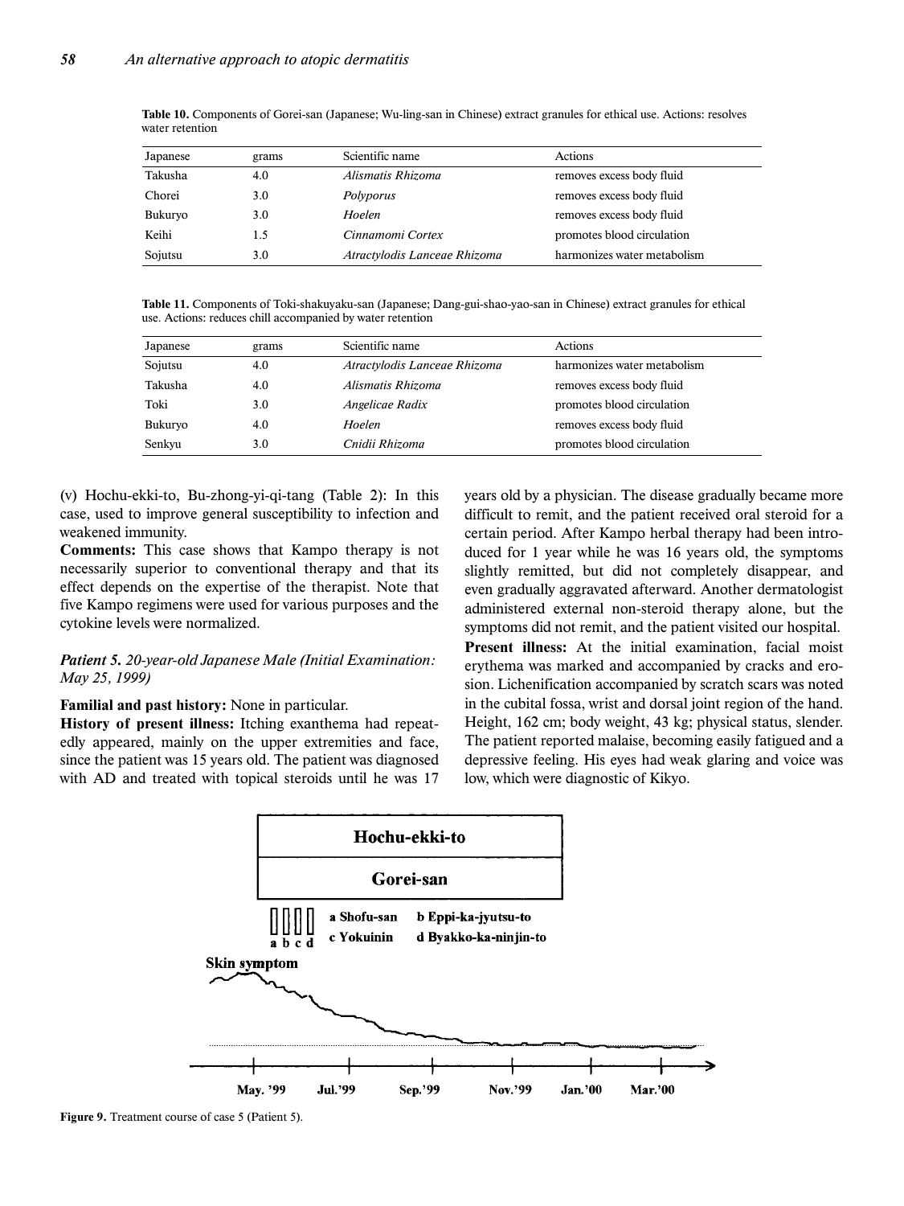**Table 10.** Components of Gorei-san (Japanese; Wu-ling-san in Chinese) extract granules for ethical use. Actions: resolves water retention

| Japanese | grams | Scientific name | Actions |
|---|---|---|---|
| Takusha | 4.0 | *Alismatis Rhizoma* | removes excess body fluid |
| Chorei | 3.0 | *Polyporus* | removes excess body fluid |
| Bukuryo | 3.0 | *Hoelen* | removes excess body fluid |
| Keihi | 1.5 | *Cinnamomi Cortex* | promotes blood circulation |
| Sojutsu | 3.0 | *Atractylodis Lanceae Rhizoma* | harmonizes water metabolism |

**Table 11.** Components of Toki-shakuyaku-san (Japanese; Dang-gui-shao-yao-san in Chinese) extract granules for ethical use. Actions: reduces chill accompanied by water retention

| Japanese | grams | Scientific name | Actions |
|---|---|---|---|
| Sojutsu | 4.0 | *Atractylodis Lanceae Rhizoma* | harmonizes water metabolism |
| Takusha | 4.0 | *Alismatis Rhizoma* | removes excess body fluid |
| Toki | 3.0 | *Angelicae Radix* | promotes blood circulation |
| Bukuryo | 4.0 | *Hoelen* | removes excess body fluid |
| Senkyu | 3.0 | *Cnidii Rhizoma* | promotes blood circulation |

(v) Hochu-ekki-to, Bu-zhong-yi-qi-tang (Table 2): In this case, used to improve general susceptibility to infection and weakened immunity.

**Comments:** This case shows that Kampo therapy is not necessarily superior to conventional therapy and that its effect depends on the expertise of the therapist. Note that five Kampo regimens were used for various purposes and the cytokine levels were normalized.

### *Patient 5. 20-year-old Japanese Male (Initial Examination: May 25, 1999)*

**Familial and past history:** None in particular.

**History of present illness:** Itching exanthema had repeatedly appeared, mainly on the upper extremities and face, since the patient was 15 years old. The patient was diagnosed with AD and treated with topical steroids until he was 17 years old by a physician. The disease gradually became more difficult to remit, and the patient received oral steroid for a certain period. After Kampo herbal therapy had been introduced for 1 year while he was 16 years old, the symptoms slightly remitted, but did not completely disappear, and even gradually aggravated afterward. Another dermatologist administered external non-steroid therapy alone, but the symptoms did not remit, and the patient visited our hospital.

**Present illness:** At the initial examination, facial moist erythema was marked and accompanied by cracks and erosion. Lichenification accompanied by scratch scars was noted in the cubital fossa, wrist and dorsal joint region of the hand. Height, 162 cm; body weight, 43 kg; physical status, slender. The patient reported malaise, becoming easily fatigued and a depressive feeling. His eyes had weak glaring and voice was low, which were diagnostic of Kikyo.

Hochu-ekki-to

Gorei-san

a Shofu-san b Eppi-ka-jyutsu-to c Yokuinin d Byakko-ka-ninjin-to

Skin symptom

May. '99 Jul.'99 Sep.'99 Nov.'99 Jan.'00 Mar.'00

**Figure 9.** Treatment course of case 5 (Patient 5).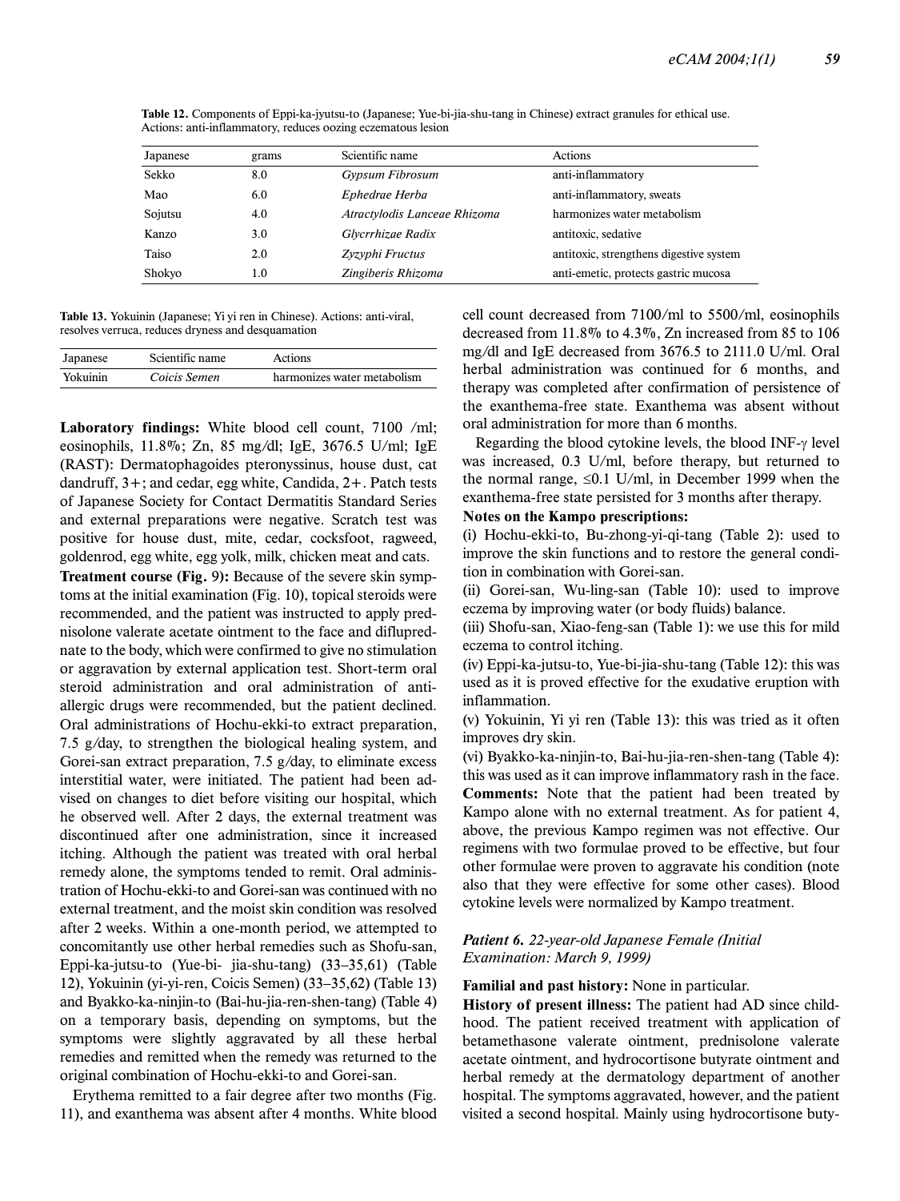**Table 12.** Components of Eppi-ka-jyutsu-to (Japanese; Yue-bi-jia-shu-tang in Chinese) extract granules for ethical use. Actions: anti-inflammatory, reduces oozing eczematous lesion

| Japanese | grams | Scientific name | Actions |
|---|---|---|---|
| Sekko | 8.0 | *Gypsum Fibrosum* | anti-inflammatory |
| Mao | 6.0 | *Ephedrae Herba* | anti-inflammatory, sweats |
| Sojutsu | 4.0 | *Atractylodis Lanceae Rhizoma* | harmonizes water metabolism |
| Kanzo | 3.0 | *Glycrrhizae Radix* | antitoxic, sedative |
| Taiso | 2.0 | *Zyzyphi Fructus* | antitoxic, strengthens digestive system |
| Shokyo | 1.0 | *Zingiberis Rhizoma* | anti-emetic, protects gastric mucosa |

**Table 13.** Yokuinin (Japanese; Yi yi ren in Chinese). Actions: anti-viral, resolves verruca, reduces dryness and desquamation

| Japanese | Scientific name | Actions |
|---|---|---|
| Yokuinin | *Coicis Semen* | harmonizes water metabolism |

**Laboratory findings:** White blood cell count, 7100 /ml; eosinophils, 11.8%; Zn, 85 mg/dl; IgE, 3676.5 U/ml; IgE (RAST): Dermatophagoides pteronyssinus, house dust, cat dandruff, 3+; and cedar, egg white, Candida, 2+. Patch tests of Japanese Society for Contact Dermatitis Standard Series and external preparations were negative. Scratch test was positive for house dust, mite, cedar, cocksfoot, ragweed, goldenrod, egg white, egg yolk, milk, chicken meat and cats.

**Treatment course (Fig. 9):** Because of the severe skin symptoms at the initial examination (Fig. 10), topical steroids were recommended, and the patient was instructed to apply prednisolone valerate acetate ointment to the face and diflupred-nate to the body, which were confirmed to give no stimulation or aggravation by external application test. Short-term oral steroid administration and oral administration of anti-allergic drugs were recommended, but the patient declined. Oral administrations of Hochu-ekki-to extract preparation, 7.5 g/day, to strengthen the biological healing system, and Gorei-san extract preparation, 7.5 g/day, to eliminate excess interstitial water, were initiated. The patient had been advised on changes to diet before visiting our hospital, which he observed well. After 2 days, the external treatment was discontinued after one administration, since it increased itching. Although the patient was treated with oral herbal remedy alone, the symptoms tended to remit. Oral administration of Hochu-ekki-to and Gorei-san was continued with no external treatment, and the moist skin condition was resolved after 2 weeks. Within a one-month period, we attempted to concomitantly use other herbal remedies such as Shofu-san, Eppi-ka-jutsu-to (Yue-bi- jia-shu-tang) (33–35,61) (Table 12), Yokuinin (yi-yi-ren, Coicis Semen) (33–35,62) (Table 13) and Byakko-ka-ninjin-to (Bai-hu-jia-ren-shen-tang) (Table 4) on a temporary basis, depending on symptoms, but the symptoms were slightly aggravated by all these herbal remedies and remitted when the remedy was returned to the original combination of Hochu-ekki-to and Gorei-san.

Erythema remitted to a fair degree after two months (Fig. 11), and exanthema was absent after 4 months. White blood cell count decreased from 7100/ml to 5500/ml, eosinophils decreased from 11.8% to 4.3%, Zn increased from 85 to 106 mg/dl and IgE decreased from 3676.5 to 2111.0 U/ml. Oral herbal administration was continued for 6 months, and therapy was completed after confirmation of persistence of the exanthema-free state. Exanthema was absent without oral administration for more than 6 months.

Regarding the blood cytokine levels, the blood INF-$\gamma$ level was increased, 0.3 U/ml, before therapy, but returned to the normal range, $\leq$0.1 U/ml, in December 1999 when the exanthema-free state persisted for 3 months after therapy.

**Notes on the Kampo prescriptions:**

(i) Hochu-ekki-to, Bu-zhong-yi-qi-tang (Table 2): used to improve the skin functions and to restore the general condition in combination with Gorei-san.

(ii) Gorei-san, Wu-ling-san (Table 10): used to improve eczema by improving water (or body fluids) balance.

(iii) Shofu-san, Xiao-feng-san (Table 1): we use this for mild eczema to control itching.

(iv) Eppi-ka-jutsu-to, Yue-bi-jia-shu-tang (Table 12): this was used as it is proved effective for the exudative eruption with inflammation.

(v) Yokuinin, Yi yi ren (Table 13): this was tried as it often improves dry skin.

(vi) Byakko-ka-ninjin-to, Bai-hu-jia-ren-shen-tang (Table 4): this was used as it can improve inflammatory rash in the face.

**Comments:** Note that the patient had been treated by Kampo alone with no external treatment. As for patient 4, above, the previous Kampo regimen was not effective. Our regimens with two formulae proved to be effective, but four other formulae were proven to aggravate his condition (note also that they were effective for some other cases). Blood cytokine levels were normalized by Kampo treatment.

### *Patient 6. 22-year-old Japanese Female (Initial Examination: March 9, 1999)*

**Familial and past history:** None in particular.

**History of present illness:** The patient had AD since childhood. The patient received treatment with application of betamethasone valerate ointment, prednisolone valerate acetate ointment, and hydrocortisone butyrate ointment and herbal remedy at the dermatology department of another hospital. The symptoms aggravated, however, and the patient visited a second hospital. Mainly using hydrocortisone buty-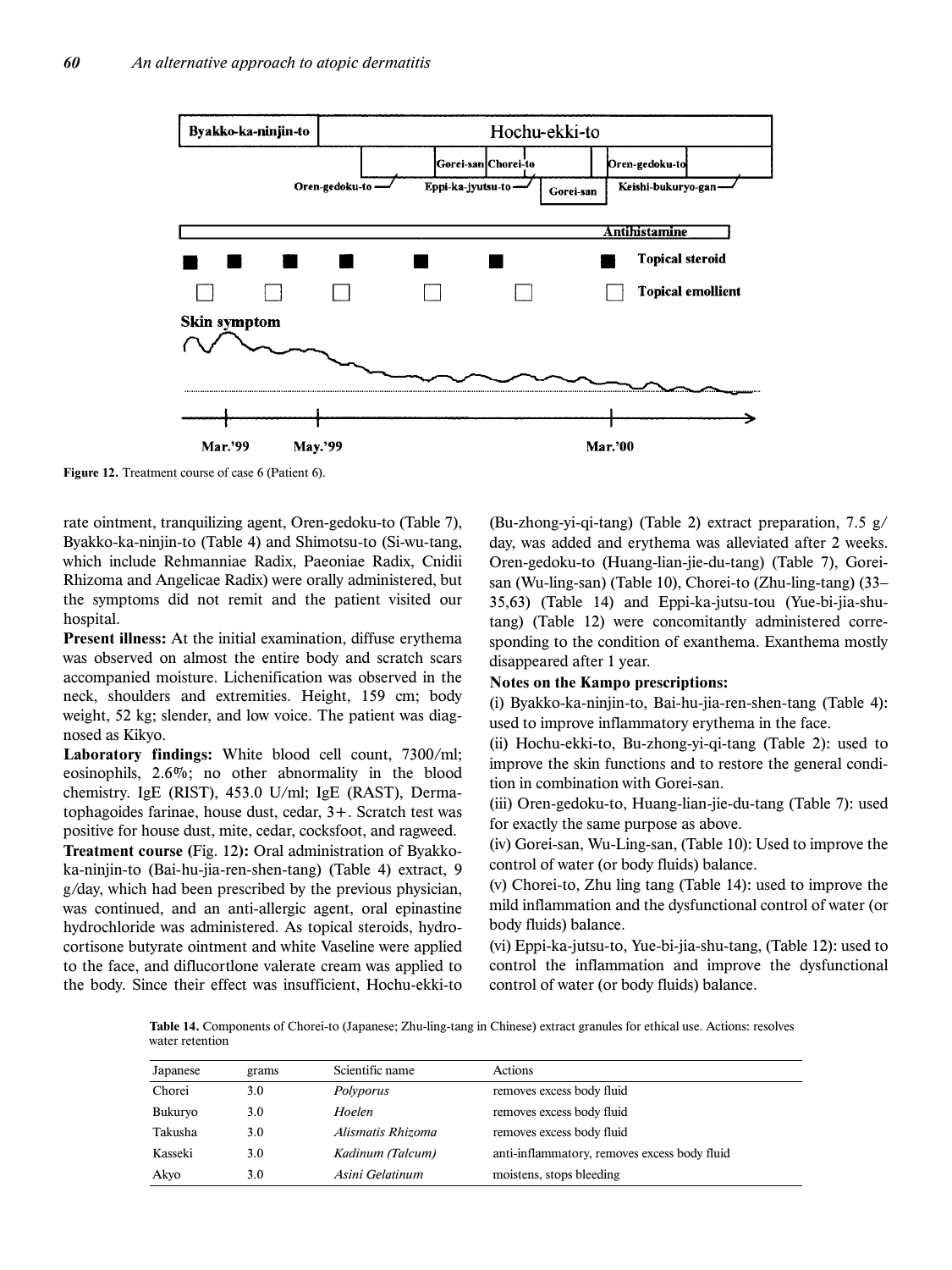Figure 12. Treatment course of case 6 (Patient 6).

rate ointment, tranquilizing agent, Oren-gedoku-to (Table 7), Byakko-ka-ninjin-to (Table 4) and Shimotsu-to (Si-wu-tang, which include Rehmanniae Radix, Paeoniae Radix, Cnidii Rhizoma and Angelicae Radix) were orally administered, but the symptoms did not remit and the patient visited our hospital.

**Present illness:** At the initial examination, diffuse erythema was observed on almost the entire body and scratch scars accompanied moisture. Lichenification was observed in the neck, shoulders and extremities. Height, 159 cm; body weight, 52 kg; slender, and low voice. The patient was diagnosed as Kikyo.

**Laboratory findings:** White blood cell count, 7300/ml; eosinophils, 2.6%; no other abnormality in the blood chemistry. IgE (RIST), 453.0 U/ml; IgE (RAST), Dermatophagoides farinae, house dust, cedar, 3+. Scratch test was positive for house dust, mite, cedar, cocksfoot, and ragweed.

**Treatment course (**Fig. 12**):** Oral administration of Byakko-ka-ninjin-to (Bai-hu-jia-ren-shen-tang) (Table 4) extract, 9 g/day, which had been prescribed by the previous physician, was continued, and an anti-allergic agent, oral epinastine hydrochloride was administered. As topical steroids, hydrocortisone butyrate ointment and white Vaseline were applied to the face, and diflucortlone valerate cream was applied to the body. Since their effect was insufficient, Hochu-ekki-to (Bu-zhong-yi-qi-tang) (Table 2) extract preparation, 7.5 g/day, was added and erythema was alleviated after 2 weeks. Oren-gedoku-to (Huang-lian-jie-du-tang) (Table 7), Gorei-san (Wu-ling-san) (Table 10), Chorei-to (Zhu-ling-tang) (33–35,63) (Table 14) and Eppi-ka-jutsu-tou (Yue-bi-jia-shu-tang) (Table 12) were concomitantly administered corresponding to the condition of exanthema. Exanthema mostly disappeared after 1 year.

**Notes on the Kampo prescriptions:**

(i) Byakko-ka-ninjin-to, Bai-hu-jia-ren-shen-tang (Table 4): used to improve inflammatory erythema in the face.

(ii) Hochu-ekki-to, Bu-zhong-yi-qi-tang (Table 2): used to improve the skin functions and to restore the general condition in combination with Gorei-san.

(iii) Oren-gedoku-to, Huang-lian-jie-du-tang (Table 7): used for exactly the same purpose as above.

(iv) Gorei-san, Wu-Ling-san, (Table 10): Used to improve the control of water (or body fluids) balance.

(v) Chorei-to, Zhu ling tang (Table 14): used to improve the mild inflammation and the dysfunctional control of water (or body fluids) balance.

(vi) Eppi-ka-jutsu-to, Yue-bi-jia-shu-tang, (Table 12): used to control the inflammation and improve the dysfunctional control of water (or body fluids) balance.

**Table 14.** Components of Chorei-to (Japanese; Zhu-ling-tang in Chinese) extract granules for ethical use. Actions: resolves water retention

| Japanese | grams | Scientific name | Actions |
|---|---|---|---|
| Chorei | 3.0 | *Polyporus* | removes excess body fluid |
| Bukuryo | 3.0 | *Hoelen* | removes excess body fluid |
| Takusha | 3.0 | *Alismatis Rhizoma* | removes excess body fluid |
| Kasseki | 3.0 | *Kadinum (Talcum)* | anti-inflammatory, removes excess body fluid |
| Akyo | 3.0 | *Asini Gelatinum* | moistens, stops bleeding |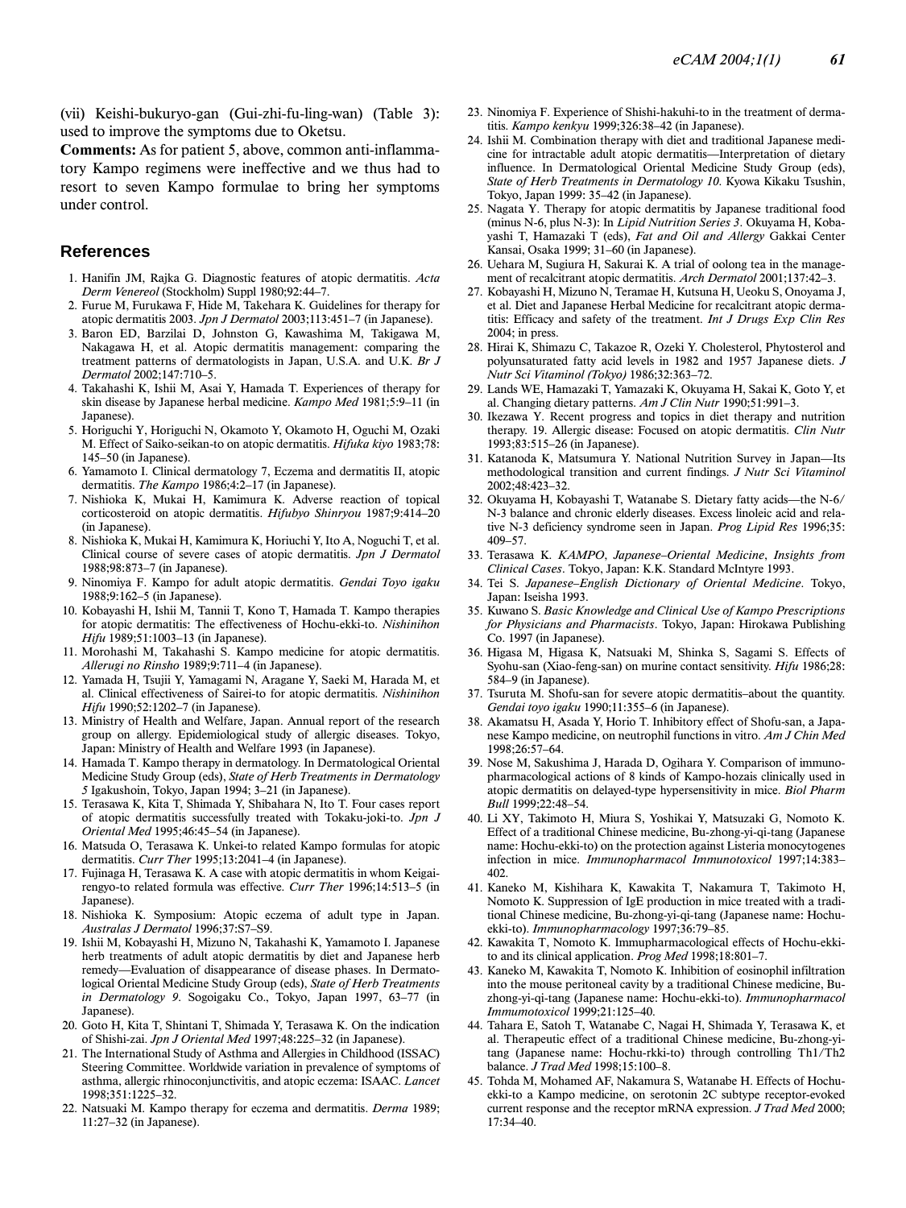(vii) Keishi-bukuryo-gan (Gui-zhi-fu-ling-wan) (Table 3): used to improve the symptoms due to Oketsu.

**Comments:** As for patient 5, above, common anti-inflammatory Kampo regimens were ineffective and we thus had to resort to seven Kampo formulae to bring her symptoms under control.

## References

1. Hanifin JM, Rajka G. Diagnostic features of atopic dermatitis. *Acta Derm Venereol* (Stockholm) Suppl 1980;92:44–7.
2. Furue M, Furukawa F, Hide M, Takehara K. Guidelines for therapy for atopic dermatitis 2003. *Jpn J Dermatol* 2003;113:451–7 (in Japanese).
3. Baron ED, Barzilai D, Johnston G, Kawashima M, Takigawa M, Nakagawa H, et al. Atopic dermatitis management: comparing the treatment patterns of dermatologists in Japan, U.S.A. and U.K. *Br J Dermatol* 2002;147:710–5.
4. Takahashi K, Ishii M, Asai Y, Hamada T. Experiences of therapy for skin disease by Japanese herbal medicine. *Kampo Med* 1981;5:9–11 (in Japanese).
5. Horiguchi Y, Horiguchi N, Okamoto Y, Okamoto H, Oguchi M, Ozaki M. Effect of Saiko-seikan-to on atopic dermatitis. *Hifuka kiyo* 1983;78: 145–50 (in Japanese).
6. Yamamoto I. Clinical dermatology 7, Eczema and dermatitis II, atopic dermatitis. *The Kampo* 1986;4:2–17 (in Japanese).
7. Nishioka K, Mukai H, Kamimura K. Adverse reaction of topical corticosteroid on atopic dermatitis. *Hifubyo Shinryou* 1987;9:414–20 (in Japanese).
8. Nishioka K, Mukai H, Kamimura K, Horiuchi Y, Ito A, Noguchi T, et al. Clinical course of severe cases of atopic dermatitis. *Jpn J Dermatol* 1988;98:873–7 (in Japanese).
9. Ninomiya F. Kampo for adult atopic dermatitis. *Gendai Toyo igaku* 1988;9:162–5 (in Japanese).
10. Kobayashi H, Ishii M, Tannii T, Kono T, Hamada T. Kampo therapies for atopic dermatitis: The effectiveness of Hochu-ekki-to. *Nishinihon Hifu* 1989;51:1003–13 (in Japanese).
11. Morohashi M, Takahashi S. Kampo medicine for atopic dermatitis. *Allerugi no Rinsho* 1989;9:711–4 (in Japanese).
12. Yamada H, Tsujii Y, Yamagami N, Aragane Y, Saeki M, Harada M, et al. Clinical effectiveness of Sairei-to for atopic dermatitis. *Nishinihon Hifu* 1990;52:1202–7 (in Japanese).
13. Ministry of Health and Welfare, Japan. Annual report of the research group on allergy. Epidemiological study of allergic diseases. Tokyo, Japan: Ministry of Health and Welfare 1993 (in Japanese).
14. Hamada T. Kampo therapy in dermatology. In Dermatological Oriental Medicine Study Group (eds), *State of Herb Treatments in Dermatology 5* Igakushoin, Tokyo, Japan 1994; 3–21 (in Japanese).
15. Terasawa K, Kita T, Shimada Y, Shibahara N, Ito T. Four cases report of atopic dermatitis successfully treated with Tokaku-joki-to. *Jpn J Oriental Med* 1995;46:45–54 (in Japanese).
16. Matsuda O, Terasawa K. Unkei-to related Kampo formulas for atopic dermatitis. *Curr Ther* 1995;13:2041–4 (in Japanese).
17. Fujinaga H, Terasawa K. A case with atopic dermatitis in whom Keigai-rengyo-to related formula was effective. *Curr Ther* 1996;14:513–5 (in Japanese).
18. Nishioka K. Symposium: Atopic eczema of adult type in Japan. *Australas J Dermatol* 1996;37:S7–S9.
19. Ishii M, Kobayashi H, Mizuno N, Takahashi K, Yamamoto I. Japanese herb treatments of adult atopic dermatitis by diet and Japanese herb remedy—Evaluation of disappearance of disease phases. In Dermatological Oriental Medicine Study Group (eds), *State of Herb Treatments in Dermatology 9*. Sogoigaku Co., Tokyo, Japan 1997, 63–77 (in Japanese).
20. Goto H, Kita T, Shintani T, Shimada Y, Terasawa K. On the indication of Shishi-zai. *Jpn J Oriental Med* 1997;48:225–32 (in Japanese).
21. The International Study of Asthma and Allergies in Childhood (ISSAC) Steering Committee. Worldwide variation in prevalence of symptoms of asthma, allergic rhinoconjunctivitis, and atopic eczema: ISAAC. *Lancet* 1998;351:1225–32.
22. Natsuaki M. Kampo therapy for eczema and dermatitis. *Derma* 1989; 11:27–32 (in Japanese).
23. Ninomiya F. Experience of Shishi-hakuhi-to in the treatment of dermatitis. *Kampo kenkyu* 1999;326:38–42 (in Japanese).
24. Ishii M. Combination therapy with diet and traditional Japanese medicine for intractable adult atopic dermatitis—Interpretation of dietary influence. In Dermatological Oriental Medicine Study Group (eds), *State of Herb Treatments in Dermatology 10*. Kyowa Kikaku Tsushin, Tokyo, Japan 1999: 35–42 (in Japanese).
25. Nagata Y. Therapy for atopic dermatitis by Japanese traditional food (minus N-6, plus N-3): In *Lipid Nutrition Series 3*. Okuyama H, Kobayashi T, Hamazaki T (eds), *Fat and Oil and Allergy* Gakkai Center Kansai, Osaka 1999; 31–60 (in Japanese).
26. Uehara M, Sugiura H, Sakurai K. A trial of oolong tea in the management of recalcitrant atopic dermatitis. *Arch Dermatol* 2001;137:42–3.
27. Kobayashi H, Mizuno N, Teramae H, Kutsuna H, Ueoku S, Onoyama J, et al. Diet and Japanese Herbal Medicine for recalcitrant atopic dermatitis: Efficacy and safety of the treatment. *Int J Drugs Exp Clin Res* 2004; in press.
28. Hirai K, Shimazu C, Takazoe R, Ozeki Y. Cholesterol, Phytosterol and polyunsaturated fatty acid levels in 1982 and 1957 Japanese diets. *J Nutr Sci Vitaminol (Tokyo)* 1986;32:363–72.
29. Lands WE, Hamazaki T, Yamazaki K, Okuyama H, Sakai K, Goto Y, et al. Changing dietary patterns. *Am J Clin Nutr* 1990;51:991–3.
30. Ikezawa Y. Recent progress and topics in diet therapy and nutrition therapy. 19. Allergic disease: Focused on atopic dermatitis. *Clin Nutr* 1993;83:515–26 (in Japanese).
31. Katanoda K, Matsumura Y. National Nutrition Survey in Japan—Its methodological transition and current findings. *J Nutr Sci Vitaminol* 2002;48:423–32.
32. Okuyama H, Kobayashi T, Watanabe S. Dietary fatty acids—the N-6/N-3 balance and chronic elderly diseases. Excess linoleic acid and relative N-3 deficiency syndrome seen in Japan. *Prog Lipid Res* 1996;35: 409–57.
33. Terasawa K. *KAMPO*, *Japanese–Oriental Medicine*, *Insights from Clinical Cases*. Tokyo, Japan: K.K. Standard McIntyre 1993.
34. Tei S. *Japanese–English Dictionary of Oriental Medicine*. Tokyo, Japan: Iseisha 1993.
35. Kuwano S. *Basic Knowledge and Clinical Use of Kampo Prescriptions for Physicians and Pharmacists*. Tokyo, Japan: Hirokawa Publishing Co. 1997 (in Japanese).
36. Higasa M, Higasa K, Natsuaki M, Shinka S, Sagami S. Effects of Syohu-san (Xiao-feng-san) on murine contact sensitivity. *Hifu* 1986;28: 584–9 (in Japanese).
37. Tsuruta M. Shofu-san for severe atopic dermatitis–about the quantity. *Gendai toyo igaku* 1990;11:355–6 (in Japanese).
38. Akamatsu H, Asada Y, Horio T. Inhibitory effect of Shofu-san, a Japanese Kampo medicine, on neutrophil functions in vitro. *Am J Chin Med* 1998;26:57–64.
39. Nose M, Sakushima J, Harada D, Ogihara Y. Comparison of immunopharmacological actions of 8 kinds of Kampo-hozais clinically used in atopic dermatitis on delayed-type hypersensitivity in mice. *Biol Pharm Bull* 1999;22:48–54.
40. Li XY, Takimoto H, Miura S, Yoshikai Y, Matsuzaki G, Nomoto K. Effect of a traditional Chinese medicine, Bu-zhong-yi-qi-tang (Japanese name: Hochu-ekki-to) on the protection against Listeria monocytogenes infection in mice. *Immunopharmacol Immunotoxicol* 1997;14:383–402.
41. Kaneko M, Kishihara K, Kawakita T, Nakamura T, Takimoto H, Nomoto K. Suppression of IgE production in mice treated with a traditional Chinese medicine, Bu-zhong-yi-qi-tang (Japanese name: Hochu-ekki-to). *Immunopharmacology* 1997;36:79–85.
42. Kawakita T, Nomoto K. Immupharmacological effects of Hochu-ekki-to and its clinical application. *Prog Med* 1998;18:801–7.
43. Kaneko M, Kawakita T, Nomoto K. Inhibition of eosinophil infiltration into the mouse peritoneal cavity by a traditional Chinese medicine, Bu-zhong-yi-qi-tang (Japanese name: Hochu-ekki-to). *Immunopharmacol Immumotoxicol* 1999;21:125–40.
44. Tahara E, Satoh T, Watanabe C, Nagai H, Shimada Y, Terasawa K, et al. Therapeutic effect of a traditional Chinese medicine, Bu-zhong-yi-tang (Japanese name: Hochu-rkki-to) through controlling Th1/Th2 balance. *J Trad Med* 1998;15:100–8.
45. Tohda M, Mohamed AF, Nakamura S, Watanabe H. Effects of Hochu-ekki-to a Kampo medicine, on serotonin 2C subtype receptor-evoked current response and the receptor mRNA expression. *J Trad Med* 2000; 17:34–40.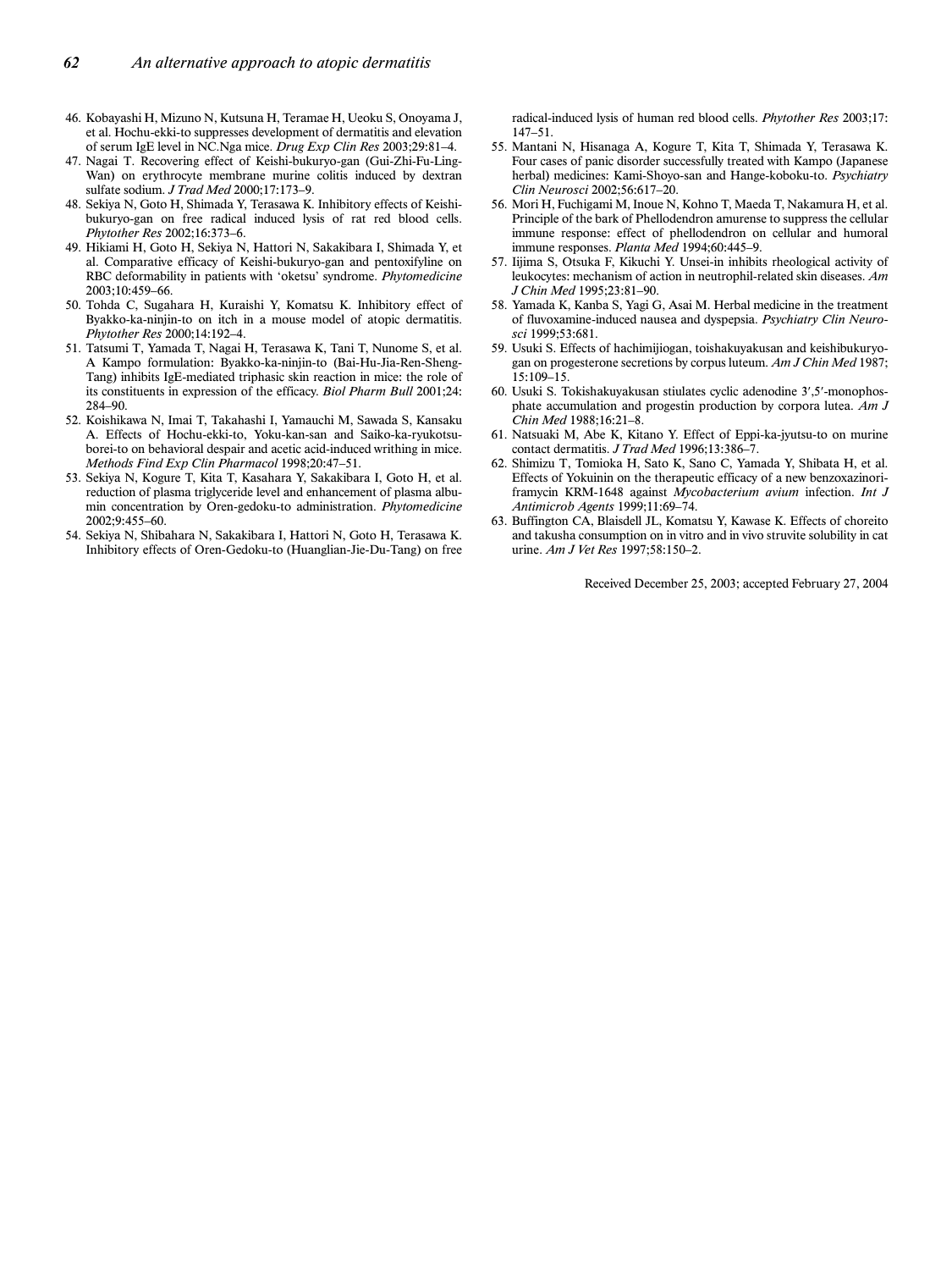46. Kobayashi H, Mizuno N, Kutsuna H, Teramae H, Ueoku S, Onoyama J, et al. Hochu-ekki-to suppresses development of dermatitis and elevation of serum IgE level in NC.Nga mice. *Drug Exp Clin Res* 2003;29:81–4.
47. Nagai T. Recovering effect of Keishi-bukuryo-gan (Gui-Zhi-Fu-Ling-Wan) on erythrocyte membrane murine colitis induced by dextran sulfate sodium. *J Trad Med* 2000;17:173–9.
48. Sekiya N, Goto H, Shimada Y, Terasawa K. Inhibitory effects of Keishi-bukuryo-gan on free radical induced lysis of rat red blood cells. *Phytother Res* 2002;16:373–6.
49. Hikiami H, Goto H, Sekiya N, Hattori N, Sakakibara I, Shimada Y, et al. Comparative efficacy of Keishi-bukuryo-gan and pentoxifyline on RBC deformability in patients with 'oketsu' syndrome. *Phytomedicine* 2003;10:459–66.
50. Tohda C, Sugahara H, Kuraishi Y, Komatsu K. Inhibitory effect of Byakko-ka-ninjin-to on itch in a mouse model of atopic dermatitis. *Phytother Res* 2000;14:192–4.
51. Tatsumi T, Yamada T, Nagai H, Terasawa K, Tani T, Nunome S, et al. A Kampo formulation: Byakko-ka-ninjin-to (Bai-Hu-Jia-Ren-Sheng-Tang) inhibits IgE-mediated triphasic skin reaction in mice: the role of its constituents in expression of the efficacy. *Biol Pharm Bull* 2001;24: 284–90.
52. Koishikawa N, Imai T, Takahashi I, Yamauchi M, Sawada S, Kansaku A. Effects of Hochu-ekki-to, Yoku-kan-san and Saiko-ka-ryukotsu-borei-to on behavioral despair and acetic acid-induced writhing in mice. *Methods Find Exp Clin Pharmacol* 1998;20:47–51.
53. Sekiya N, Kogure T, Kita T, Kasahara Y, Sakakibara I, Goto H, et al. reduction of plasma triglyceride level and enhancement of plasma albumin concentration by Oren-gedoku-to administration. *Phytomedicine* 2002;9:455–60.
54. Sekiya N, Shibahara N, Sakakibara I, Hattori N, Goto H, Terasawa K. Inhibitory effects of Oren-Gedoku-to (Huanglian-Jie-Du-Tang) on free radical-induced lysis of human red blood cells. *Phytother Res* 2003;17: 147–51.
55. Mantani N, Hisanaga A, Kogure T, Kita T, Shimada Y, Terasawa K. Four cases of panic disorder successfully treated with Kampo (Japanese herbal) medicines: Kami-Shoyo-san and Hange-koboku-to. *Psychiatry Clin Neurosci* 2002;56:617–20.
56. Mori H, Fuchigami M, Inoue N, Kohno T, Maeda T, Nakamura H, et al. Principle of the bark of Phellodendron amurense to suppress the cellular immune response: effect of phellodendron on cellular and humoral immune responses. *Planta Med* 1994;60:445–9.
57. Iijima S, Otsuka F, Kikuchi Y. Unsei-in inhibits rheological activity of leukocytes: mechanism of action in neutrophil-related skin diseases. *Am J Chin Med* 1995;23:81–90.
58. Yamada K, Kanba S, Yagi G, Asai M. Herbal medicine in the treatment of fluvoxamine-induced nausea and dyspepsia. *Psychiatry Clin Neurosci* 1999;53:681.
59. Usuki S. Effects of hachimijiogan, toishakuyakusan and keishibukuryogan on progesterone secretions by corpus luteum. *Am J Chin Med* 1987; 15:109–15.
60. Usuki S. Tokishakuyakusan stiulates cyclic adenodine 3′,5′-monophosphate accumulation and progestin production by corpora lutea. *Am J Chin Med* 1988;16:21–8.
61. Natsuaki M, Abe K, Kitano Y. Effect of Eppi-ka-jyutsu-to on murine contact dermatitis. *J Trad Med* 1996;13:386–7.
62. Shimizu T, Tomioka H, Sato K, Sano C, Yamada Y, Shibata H, et al. Effects of Yokuinin on the therapeutic efficacy of a new benzoxazinorifamycin KRM-1648 against *Mycobacterium avium* infection. *Int J Antimicrob Agents* 1999;11:69–74.
63. Buffington CA, Blaisdell JL, Komatsu Y, Kawase K. Effects of choreito and takusha consumption on in vitro and in vivo struvite solubility in cat urine. *Am J Vet Res* 1997;58:150–2.

Received December 25, 2003; accepted February 27, 2004